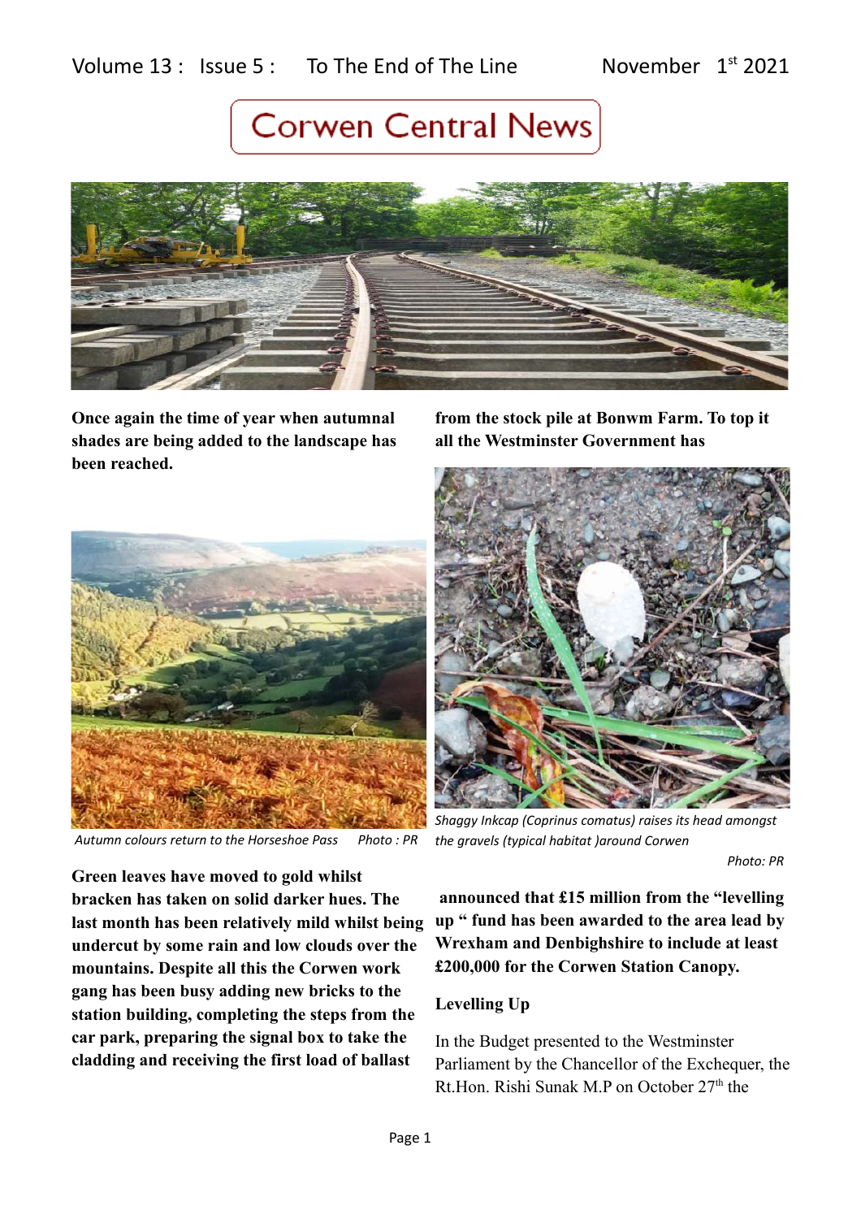Volume 13 : Issue 5 : To The End of The Line November 1st 2021

# Corwen Central News

**Once again the time of year when autumnal shades are being added to the landscape has been reached.**

*Autumn colours return to the Horseshoe Pass Photo : PR*

**Green leaves have moved to gold whilst bracken has taken on solid darker hues. The last month has been relatively mild whilst being undercut by some rain and low clouds over the mountains. Despite all this the Corwen work gang has been busy adding new bricks to the station building, completing the steps from the car park, preparing the signal box to take the cladding and receiving the first load of ballast from the stock pile at Bonwm Farm. To top it all the Westminster Government has announced that £15 million from the "levelling up " fund has been awarded to the area lead by Wrexham and Denbighshire to include at least £200,000 for the Corwen Station Canopy.**

*Shaggy Inkcap (Coprinus comatus) raises its head amongst the gravels (typical habitat )around Corwen*

*Photo: PR*

## Levelling Up

In the Budget presented to the Westminster Parliament by the Chancellor of the Exchequer, the Rt.Hon. Rishi Sunak M.P on October 27th the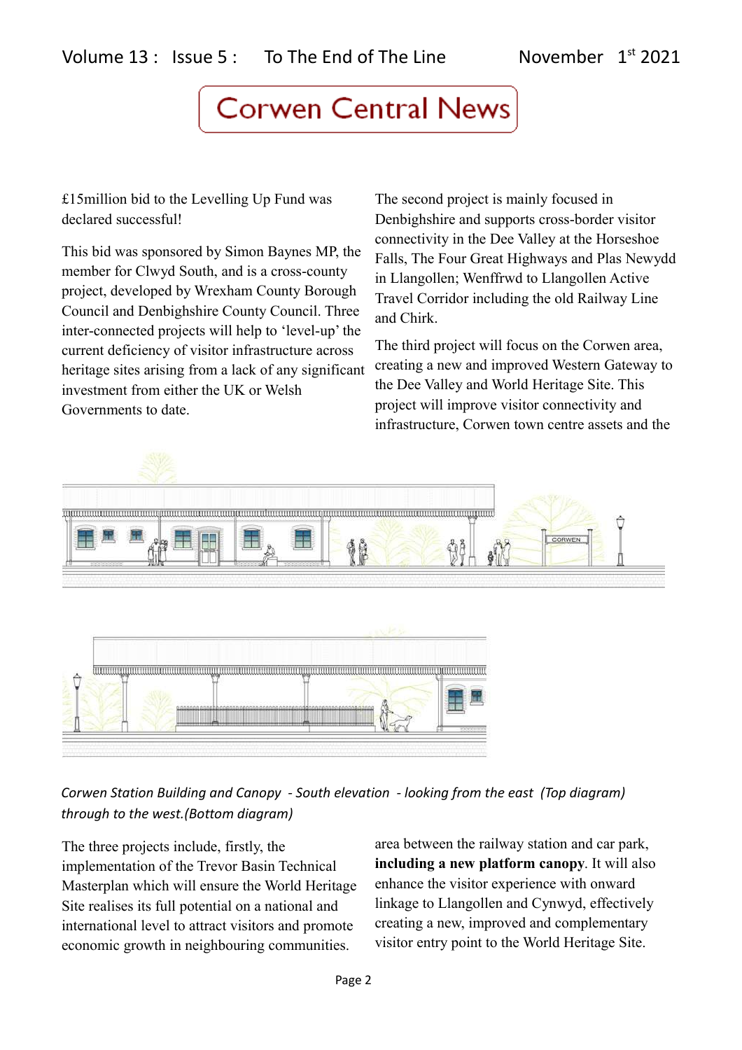# Corwen Central News

£15million bid to the Levelling Up Fund was declared successful!

This bid was sponsored by Simon Baynes MP, the member for Clwyd South, and is a cross-county project, developed by Wrexham County Borough Council and Denbighshire County Council. Three inter-connected projects will help to 'level-up' the current deficiency of visitor infrastructure across heritage sites arising from a lack of any significant investment from either the UK or Welsh Governments to date.

The second project is mainly focused in Denbighshire and supports cross-border visitor connectivity in the Dee Valley at the Horseshoe Falls, The Four Great Highways and Plas Newydd in Llangollen; Wenffrwd to Llangollen Active Travel Corridor including the old Railway Line and Chirk.

The third project will focus on the Corwen area, creating a new and improved Western Gateway to the Dee Valley and World Heritage Site. This project will improve visitor connectivity and infrastructure, Corwen town centre assets and the area between the railway station and car park, **including a new platform canopy**. It will also enhance the visitor experience with onward linkage to Llangollen and Cynwyd, effectively creating a new, improved and complementary visitor entry point to the World Heritage Site.

*Corwen Station Building and Canopy - South elevation - looking from the east (Top diagram) through to the west.(Bottom diagram)*

The three projects include, firstly, the implementation of the Trevor Basin Technical Masterplan which will ensure the World Heritage Site realises its full potential on a national and international level to attract visitors and promote economic growth in neighbouring communities.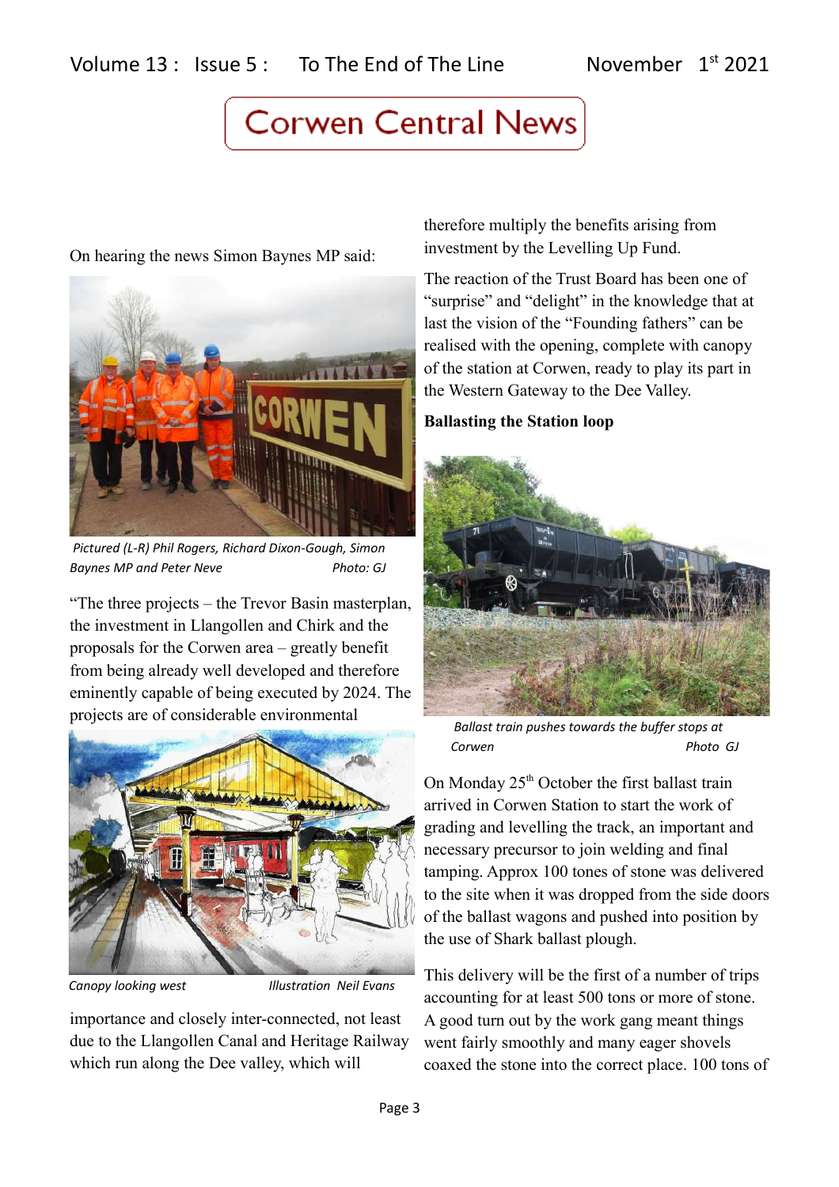On hearing the news Simon Baynes MP said:

*Pictured (L-R) Phil Rogers, Richard Dixon-Gough, Simon Baynes MP and Peter Neve Photo: GJ*

"The three projects – the Trevor Basin masterplan, the investment in Llangollen and Chirk and the proposals for the Corwen area – greatly benefit from being already well developed and therefore eminently capable of being executed by 2024. The projects are of considerable environmental importance and closely inter-connected, not least due to the Llangollen Canal and Heritage Railway which run along the Dee valley, which will therefore multiply the benefits arising from investment by the Levelling Up Fund.

*Canopy looking west Illustration Neil Evans*

The reaction of the Trust Board has been one of "surprise" and "delight" in the knowledge that at last the vision of the "Founding fathers" can be realised with the opening, complete with canopy of the station at Corwen, ready to play its part in the Western Gateway to the Dee Valley.

**Ballasting the Station loop**

*Ballast train pushes towards the buffer stops at Corwen Photo GJ*

On Monday 25th October the first ballast train arrived in Corwen Station to start the work of grading and levelling the track, an important and necessary precursor to join welding and final tamping. Approx 100 tones of stone was delivered to the site when it was dropped from the side doors of the ballast wagons and pushed into position by the use of Shark ballast plough.

This delivery will be the first of a number of trips accounting for at least 500 tons or more of stone. A good turn out by the work gang meant things went fairly smoothly and many eager shovels coaxed the stone into the correct place. 100 tons of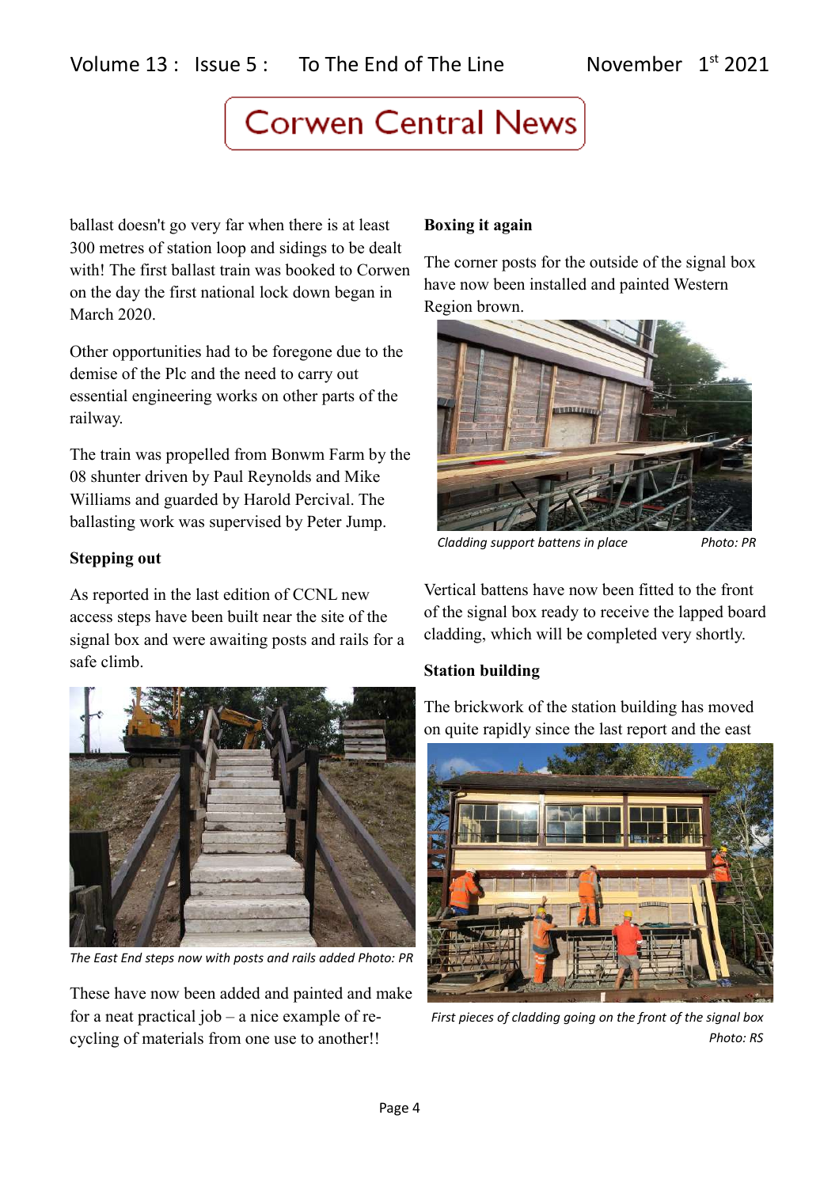ballast doesn't go very far when there is at least 300 metres of station loop and sidings to be dealt with! The first ballast train was booked to Corwen on the day the first national lock down began in March 2020.

Other opportunities had to be foregone due to the demise of the Plc and the need to carry out essential engineering works on other parts of the railway.

The train was propelled from Bonwm Farm by the 08 shunter driven by Paul Reynolds and Mike Williams and guarded by Harold Percival. The ballasting work was supervised by Peter Jump.

**Stepping out**

As reported in the last edition of CCNL new access steps have been built near the site of the signal box and were awaiting posts and rails for a safe climb.

*The East End steps now with posts and rails added Photo: PR*

These have now been added and painted and make for a neat practical job – a nice example of re-cycling of materials from one use to another!!

**Boxing it again**

The corner posts for the outside of the signal box have now been installed and painted Western Region brown.

*Cladding support battens in place Photo: PR*

Vertical battens have now been fitted to the front of the signal box ready to receive the lapped board cladding, which will be completed very shortly.

**Station building**

The brickwork of the station building has moved on quite rapidly since the last report and the east

*First pieces of cladding going on the front of the signal box Photo: RS*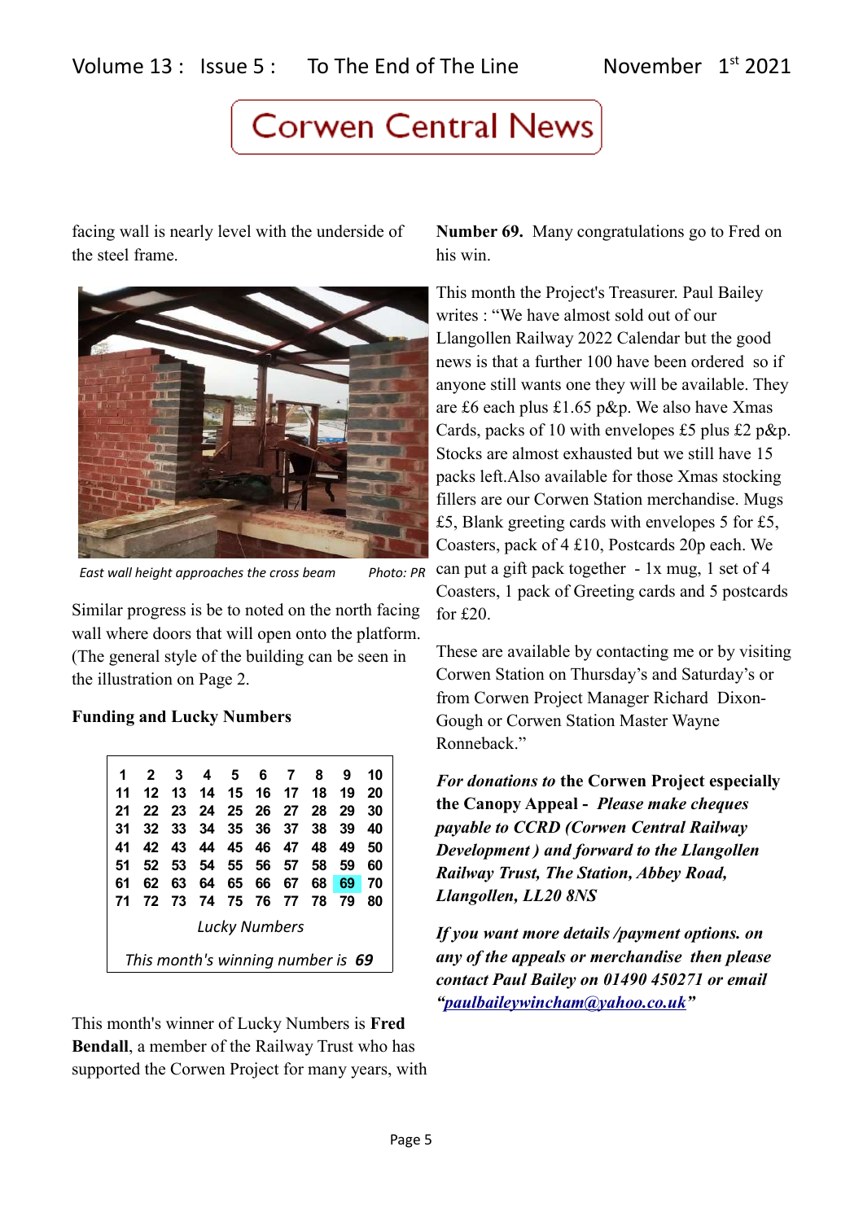facing wall is nearly level with the underside of the steel frame.

East wall height approaches the cross beam Photo: PR

Similar progress is be to noted on the north facing wall where doors that will open onto the platform. (The general style of the building can be seen in the illustration on Page 2.

**Funding and Lucky Numbers**

| 1 | 2 | 3 | 4 | 5 | 6 | 7 | 8 | 9 | 10 |
|---|---|---|---|---|---|---|---|---|---|
| 11 | 12 | 13 | 14 | 15 | 16 | 17 | 18 | 19 | 20 |
| 21 | 22 | 23 | 24 | 25 | 26 | 27 | 28 | 29 | 30 |
| 31 | 32 | 33 | 34 | 35 | 36 | 37 | 38 | 39 | 40 |
| 41 | 42 | 43 | 44 | 45 | 46 | 47 | 48 | 49 | 50 |
| 51 | 52 | 53 | 54 | 55 | 56 | 57 | 58 | 59 | 60 |
| 61 | 62 | 63 | 64 | 65 | 66 | 67 | 68 | 69 | 70 |
| 71 | 72 | 73 | 74 | 75 | 76 | 77 | 78 | 79 | 80 |

*Lucky Numbers*

*This month's winning number is **69***

This month's winner of Lucky Numbers is **Fred Bendall**, a member of the Railway Trust who has supported the Corwen Project for many years, with **Number 69.** Many congratulations go to Fred on his win.

This month the Project's Treasurer. Paul Bailey writes : "We have almost sold out of our Llangollen Railway 2022 Calendar but the good news is that a further 100 have been ordered so if anyone still wants one they will be available. They are £6 each plus £1.65 p&p. We also have Xmas Cards, packs of 10 with envelopes £5 plus £2 p&p. Stocks are almost exhausted but we still have 15 packs left.Also available for those Xmas stocking fillers are our Corwen Station merchandise. Mugs £5, Blank greeting cards with envelopes 5 for £5, Coasters, pack of 4 £10, Postcards 20p each. We can put a gift pack together - 1x mug, 1 set of 4 Coasters, 1 pack of Greeting cards and 5 postcards for £20.

These are available by contacting me or by visiting Corwen Station on Thursday's and Saturday's or from Corwen Project Manager Richard Dixon-Gough or Corwen Station Master Wayne Ronneback."

***For donations to* the Corwen Project especially the Canopy Appeal -** ***Please make cheques payable to CCRD (Corwen Central Railway Development ) and forward to the Llangollen Railway Trust, The Station, Abbey Road, Llangollen, LL20 8NS***

***If you want more details /payment options. on any of the appeals or merchandise then please contact Paul Bailey on 01490 450271 or email "paulbaileywincham@yahoo.co.uk"***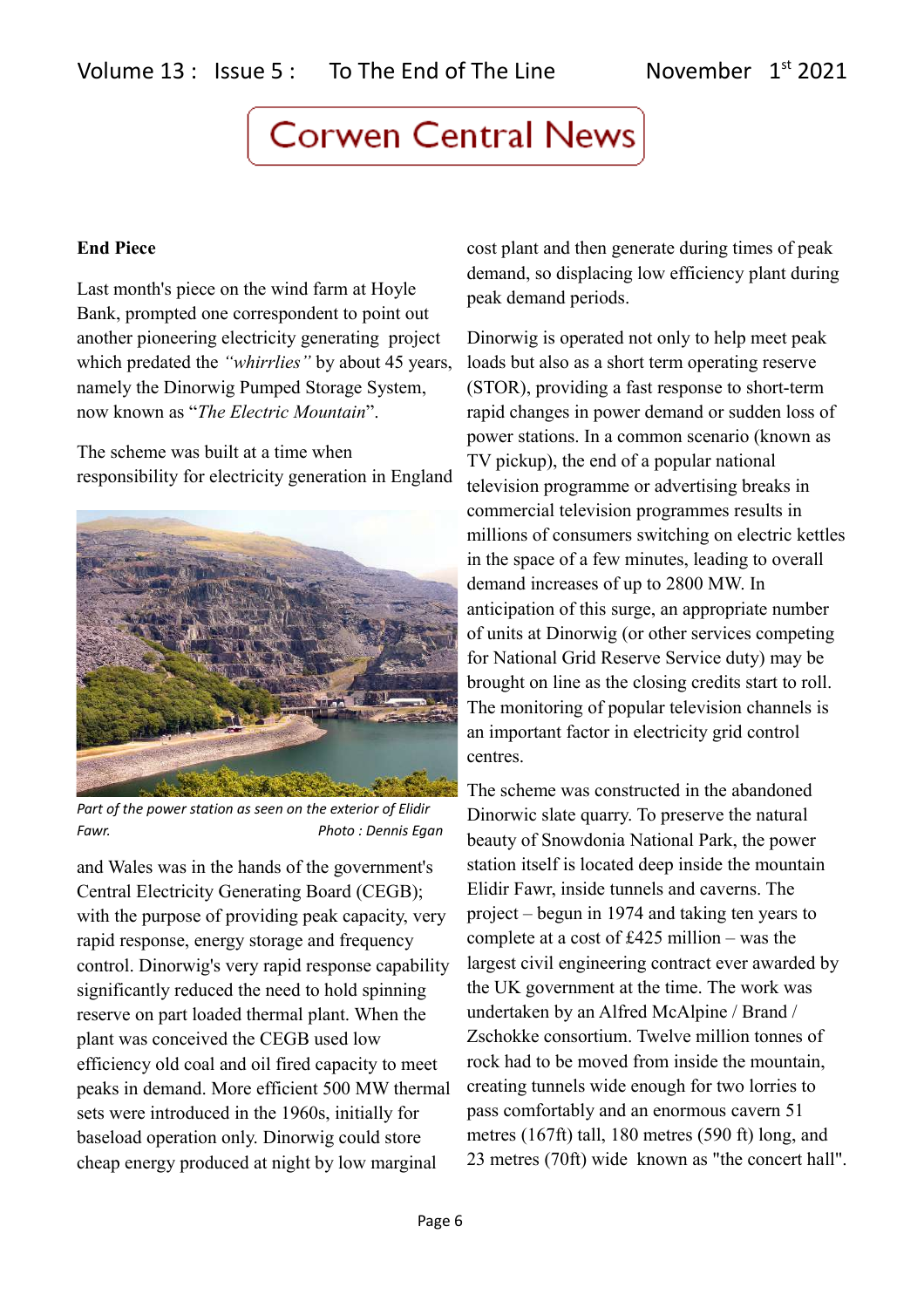# Corwen Central News

**End Piece**

Last month's piece on the wind farm at Hoyle Bank, prompted one correspondent to point out another pioneering electricity generating project which predated the *"whirrlies"* by about 45 years, namely the Dinorwig Pumped Storage System, now known as "*The Electric Mountain*".

The scheme was built at a time when responsibility for electricity generation in England and Wales was in the hands of the government's Central Electricity Generating Board (CEGB); with the purpose of providing peak capacity, very rapid response, energy storage and frequency control. Dinorwig's very rapid response capability significantly reduced the need to hold spinning reserve on part loaded thermal plant. When the plant was conceived the CEGB used low efficiency old coal and oil fired capacity to meet peaks in demand. More efficient 500 MW thermal sets were introduced in the 1960s, initially for baseload operation only. Dinorwig could store cheap energy produced at night by low marginal cost plant and then generate during times of peak demand, so displacing low efficiency plant during peak demand periods.

*Part of the power station as seen on the exterior of Elidir Fawr. Photo : Dennis Egan*

Dinorwig is operated not only to help meet peak loads but also as a short term operating reserve (STOR), providing a fast response to short-term rapid changes in power demand or sudden loss of power stations. In a common scenario (known as TV pickup), the end of a popular national television programme or advertising breaks in commercial television programmes results in millions of consumers switching on electric kettles in the space of a few minutes, leading to overall demand increases of up to 2800 MW. In anticipation of this surge, an appropriate number of units at Dinorwig (or other services competing for National Grid Reserve Service duty) may be brought on line as the closing credits start to roll. The monitoring of popular television channels is an important factor in electricity grid control centres.

The scheme was constructed in the abandoned Dinorwic slate quarry. To preserve the natural beauty of Snowdonia National Park, the power station itself is located deep inside the mountain Elidir Fawr, inside tunnels and caverns. The project – begun in 1974 and taking ten years to complete at a cost of £425 million – was the largest civil engineering contract ever awarded by the UK government at the time. The work was undertaken by an Alfred McAlpine / Brand / Zschokke consortium. Twelve million tonnes of rock had to be moved from inside the mountain, creating tunnels wide enough for two lorries to pass comfortably and an enormous cavern 51 metres (167ft) tall, 180 metres (590 ft) long, and 23 metres (70ft) wide known as "the concert hall".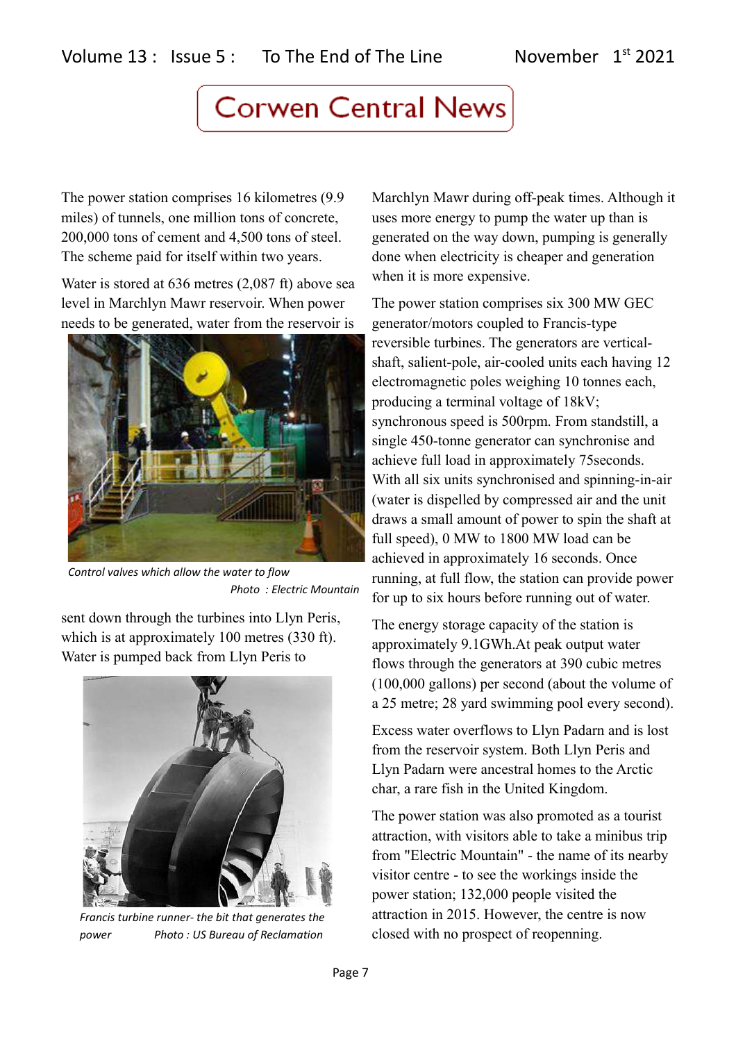The power station comprises 16 kilometres (9.9 miles) of tunnels, one million tons of concrete, 200,000 tons of cement and 4,500 tons of steel. The scheme paid for itself within two years.

Water is stored at 636 metres (2,087 ft) above sea level in Marchlyn Mawr reservoir. When power needs to be generated, water from the reservoir is sent down through the turbines into Llyn Peris, which is at approximately 100 metres (330 ft). Water is pumped back from Llyn Peris to Marchlyn Mawr during off-peak times. Although it uses more energy to pump the water up than is generated on the way down, pumping is generally done when electricity is cheaper and generation when it is more expensive.

*Control valves which allow the water to flow*
*Photo : Electric Mountain*

*Francis turbine runner- the bit that generates the power Photo : US Bureau of Reclamation*

The power station comprises six 300 MW GEC generator/motors coupled to Francis-type reversible turbines. The generators are vertical-shaft, salient-pole, air-cooled units each having 12 electromagnetic poles weighing 10 tonnes each, producing a terminal voltage of 18kV; synchronous speed is 500rpm. From standstill, a single 450-tonne generator can synchronise and achieve full load in approximately 75seconds. With all six units synchronised and spinning-in-air (water is dispelled by compressed air and the unit draws a small amount of power to spin the shaft at full speed), 0 MW to 1800 MW load can be achieved in approximately 16 seconds. Once running, at full flow, the station can provide power for up to six hours before running out of water.

The energy storage capacity of the station is approximately 9.1GWh.At peak output water flows through the generators at 390 cubic metres (100,000 gallons) per second (about the volume of a 25 metre; 28 yard swimming pool every second).

Excess water overflows to Llyn Padarn and is lost from the reservoir system. Both Llyn Peris and Llyn Padarn were ancestral homes to the Arctic char, a rare fish in the United Kingdom.

The power station was also promoted as a tourist attraction, with visitors able to take a minibus trip from "Electric Mountain" - the name of its nearby visitor centre - to see the workings inside the power station; 132,000 people visited the attraction in 2015. However, the centre is now closed with no prospect of reopenning.